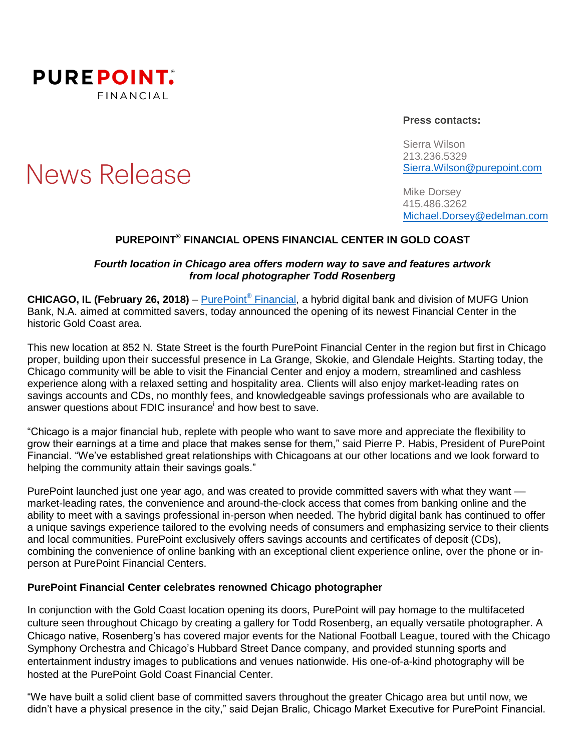PUREPOINT.® FINANCIAL

# News Release

**Press contacts:**

Sierra Wilson
213.236.5329
Sierra.Wilson@purepoint.com

Mike Dorsey
415.486.3262
Michael.Dorsey@edelman.com

## PUREPOINT® FINANCIAL OPENS FINANCIAL CENTER IN GOLD COAST

***Fourth location in Chicago area offers modern way to save and features artwork from local photographer Todd Rosenberg***

**CHICAGO, IL (February 26, 2018)** – PurePoint® Financial, a hybrid digital bank and division of MUFG Union Bank, N.A. aimed at committed savers, today announced the opening of its newest Financial Center in the historic Gold Coast area.

This new location at 852 N. State Street is the fourth PurePoint Financial Center in the region but first in Chicago proper, building upon their successful presence in La Grange, Skokie, and Glendale Heights. Starting today, the Chicago community will be able to visit the Financial Center and enjoy a modern, streamlined and cashless experience along with a relaxed setting and hospitality area. Clients will also enjoy market-leading rates on savings accounts and CDs, no monthly fees, and knowledgeable savings professionals who are available to answer questions about FDIC insurance[i] and how best to save.

"Chicago is a major financial hub, replete with people who want to save more and appreciate the flexibility to grow their earnings at a time and place that makes sense for them," said Pierre P. Habis, President of PurePoint Financial. "We've established great relationships with Chicagoans at our other locations and we look forward to helping the community attain their savings goals."

PurePoint launched just one year ago, and was created to provide committed savers with what they want — market-leading rates, the convenience and around-the-clock access that comes from banking online and the ability to meet with a savings professional in-person when needed. The hybrid digital bank has continued to offer a unique savings experience tailored to the evolving needs of consumers and emphasizing service to their clients and local communities. PurePoint exclusively offers savings accounts and certificates of deposit (CDs), combining the convenience of online banking with an exceptional client experience online, over the phone or in-person at PurePoint Financial Centers.

**PurePoint Financial Center celebrates renowned Chicago photographer**

In conjunction with the Gold Coast location opening its doors, PurePoint will pay homage to the multifaceted culture seen throughout Chicago by creating a gallery for Todd Rosenberg, an equally versatile photographer. A Chicago native, Rosenberg's has covered major events for the National Football League, toured with the Chicago Symphony Orchestra and Chicago's Hubbard Street Dance company, and provided stunning sports and entertainment industry images to publications and venues nationwide. His one-of-a-kind photography will be hosted at the PurePoint Gold Coast Financial Center.

"We have built a solid client base of committed savers throughout the greater Chicago area but until now, we didn't have a physical presence in the city," said Dejan Bralic, Chicago Market Executive for PurePoint Financial.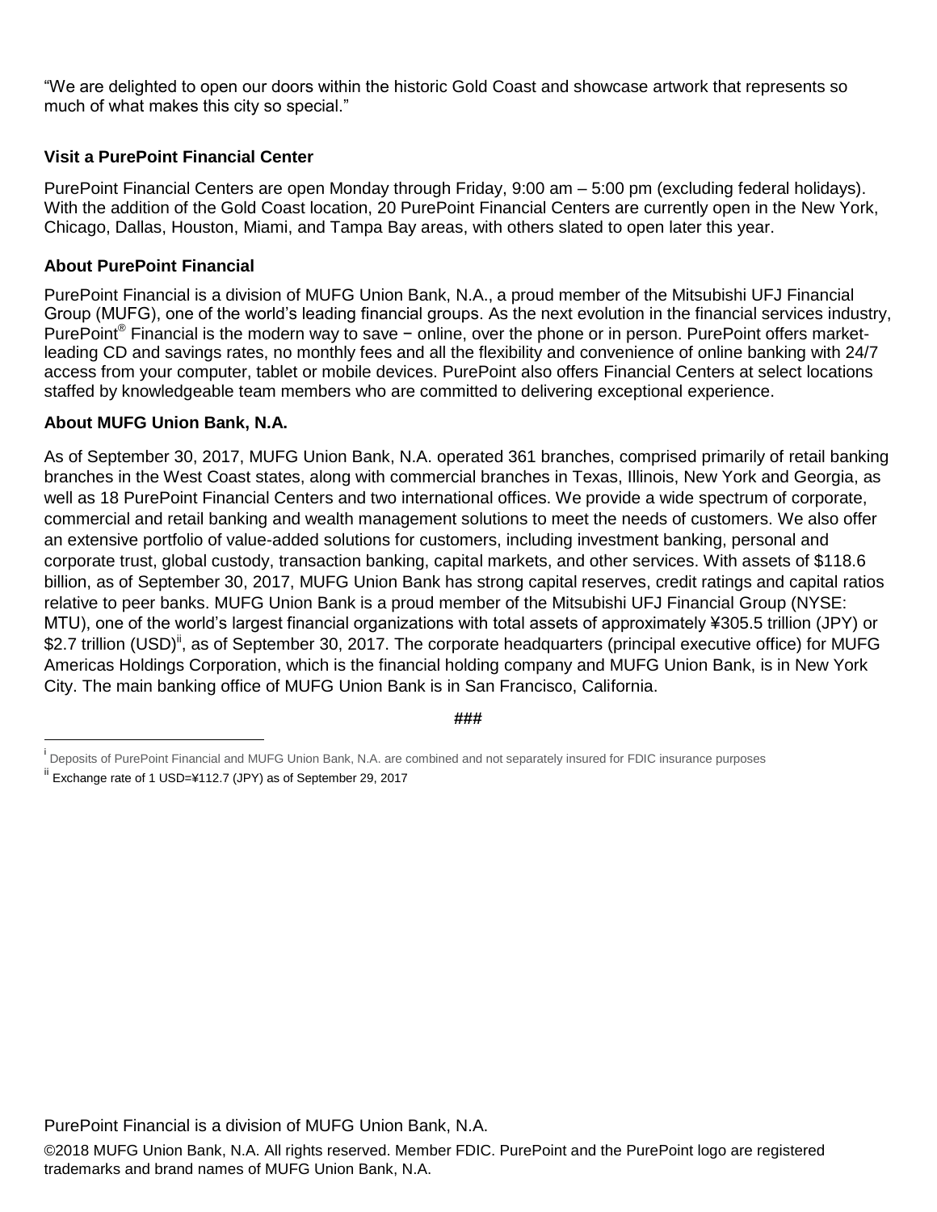"We are delighted to open our doors within the historic Gold Coast and showcase artwork that represents so much of what makes this city so special."

**Visit a PurePoint Financial Center**

PurePoint Financial Centers are open Monday through Friday, 9:00 am – 5:00 pm (excluding federal holidays). With the addition of the Gold Coast location, 20 PurePoint Financial Centers are currently open in the New York, Chicago, Dallas, Houston, Miami, and Tampa Bay areas, with others slated to open later this year.

**About PurePoint Financial**

PurePoint Financial is a division of MUFG Union Bank, N.A., a proud member of the Mitsubishi UFJ Financial Group (MUFG), one of the world's leading financial groups. As the next evolution in the financial services industry, PurePoint® Financial is the modern way to save − online, over the phone or in person. PurePoint offers market-leading CD and savings rates, no monthly fees and all the flexibility and convenience of online banking with 24/7 access from your computer, tablet or mobile devices. PurePoint also offers Financial Centers at select locations staffed by knowledgeable team members who are committed to delivering exceptional experience.

**About MUFG Union Bank, N.A.**

As of September 30, 2017, MUFG Union Bank, N.A. operated 361 branches, comprised primarily of retail banking branches in the West Coast states, along with commercial branches in Texas, Illinois, New York and Georgia, as well as 18 PurePoint Financial Centers and two international offices. We provide a wide spectrum of corporate, commercial and retail banking and wealth management solutions to meet the needs of customers. We also offer an extensive portfolio of value-added solutions for customers, including investment banking, personal and corporate trust, global custody, transaction banking, capital markets, and other services. With assets of $118.6 billion, as of September 30, 2017, MUFG Union Bank has strong capital reserves, credit ratings and capital ratios relative to peer banks. MUFG Union Bank is a proud member of the Mitsubishi UFJ Financial Group (NYSE: MTU), one of the world's largest financial organizations with total assets of approximately ¥305.5 trillion (JPY) or $2.7 trillion (USD)[ii], as of September 30, 2017. The corporate headquarters (principal executive office) for MUFG Americas Holdings Corporation, which is the financial holding company and MUFG Union Bank, is in New York City. The main banking office of MUFG Union Bank is in San Francisco, California.

###

[i] Deposits of PurePoint Financial and MUFG Union Bank, N.A. are combined and not separately insured for FDIC insurance purposes

[ii] Exchange rate of 1 USD=¥112.7 (JPY) as of September 29, 2017

PurePoint Financial is a division of MUFG Union Bank, N.A.

©2018 MUFG Union Bank, N.A. All rights reserved. Member FDIC. PurePoint and the PurePoint logo are registered trademarks and brand names of MUFG Union Bank, N.A.